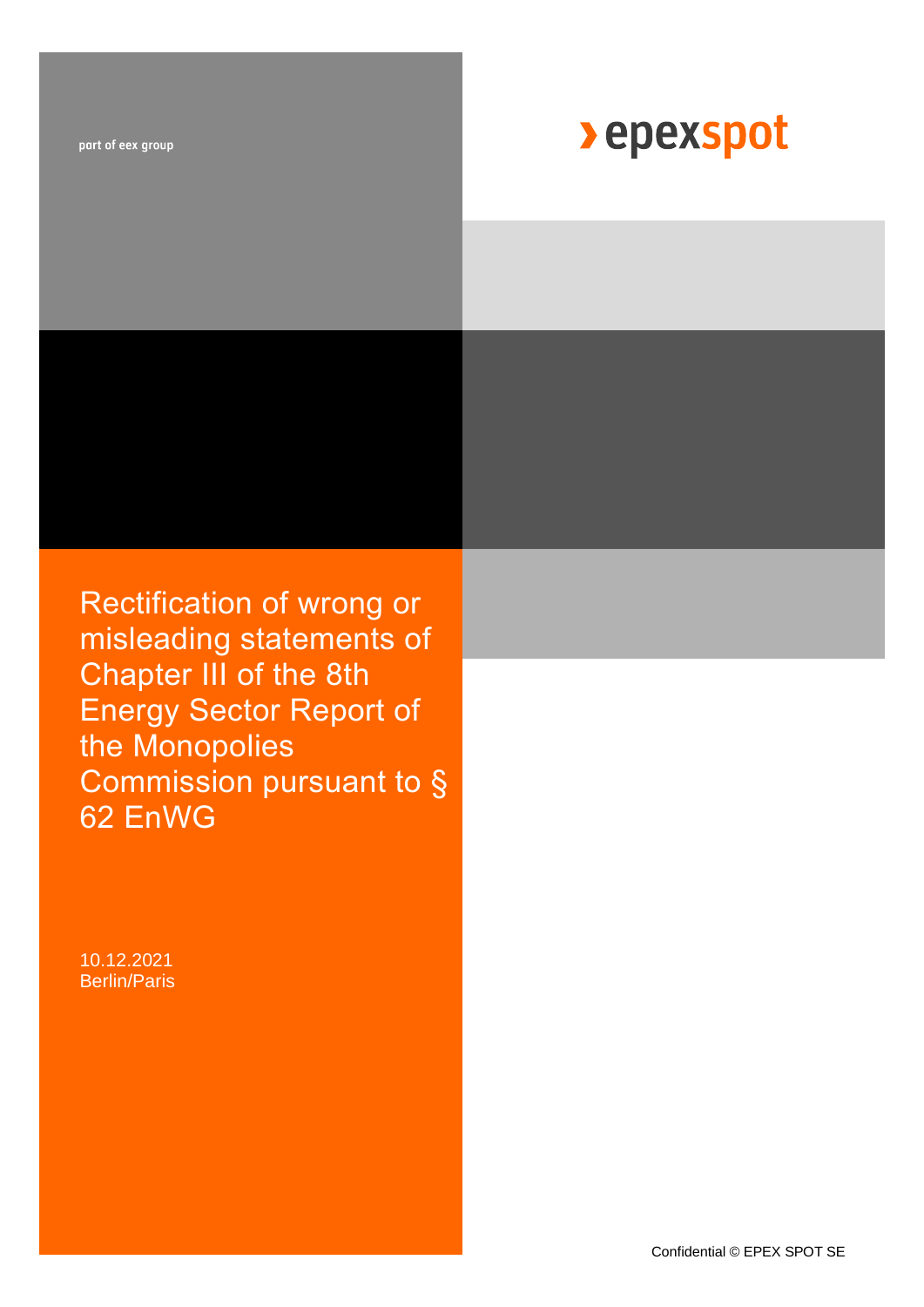part of eex group

› epexspot

# Rectification of wrong or misleading statements of Chapter III of the 8th Energy Sector Report of the Monopolies Commission pursuant to § 62 EnWG

10.12.2021
Berlin/Paris

Confidential © EPEX SPOT SE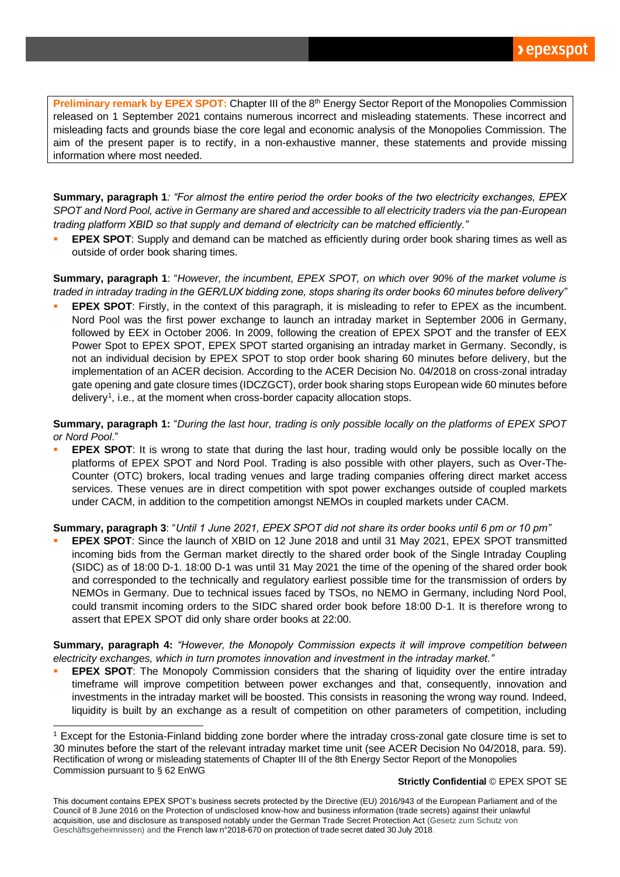**Preliminary remark by EPEX SPOT:** Chapter III of the 8th Energy Sector Report of the Monopolies Commission released on 1 September 2021 contains numerous incorrect and misleading statements. These incorrect and misleading facts and grounds biase the core legal and economic analysis of the Monopolies Commission. The aim of the present paper is to rectify, in a non-exhaustive manner, these statements and provide missing information where most needed.

**Summary, paragraph 1**: *"For almost the entire period the order books of the two electricity exchanges, EPEX SPOT and Nord Pool, active in Germany are shared and accessible to all electricity traders via the pan-European trading platform XBID so that supply and demand of electricity can be matched efficiently."*

- **EPEX SPOT**: Supply and demand can be matched as efficiently during order book sharing times as well as outside of order book sharing times.

**Summary, paragraph 1**: "*However, the incumbent, EPEX SPOT, on which over 90% of the market volume is traded in intraday trading in the GER/LUX bidding zone, stops sharing its order books 60 minutes before delivery*"

- **EPEX SPOT**: Firstly, in the context of this paragraph, it is misleading to refer to EPEX as the incumbent. Nord Pool was the first power exchange to launch an intraday market in September 2006 in Germany, followed by EEX in October 2006. In 2009, following the creation of EPEX SPOT and the transfer of EEX Power Spot to EPEX SPOT, EPEX SPOT started organising an intraday market in Germany. Secondly, is not an individual decision by EPEX SPOT to stop order book sharing 60 minutes before delivery, but the implementation of an ACER decision. According to the ACER Decision No. 04/2018 on cross-zonal intraday gate opening and gate closure times (IDCZGCT), order book sharing stops European wide 60 minutes before delivery[1], i.e., at the moment when cross-border capacity allocation stops.

**Summary, paragraph 1:** "*During the last hour, trading is only possible locally on the platforms of EPEX SPOT or Nord Pool*."

- **EPEX SPOT**: It is wrong to state that during the last hour, trading would only be possible locally on the platforms of EPEX SPOT and Nord Pool. Trading is also possible with other players, such as Over-The-Counter (OTC) brokers, local trading venues and large trading companies offering direct market access services. These venues are in direct competition with spot power exchanges outside of coupled markets under CACM, in addition to the competition amongst NEMOs in coupled markets under CACM.

**Summary, paragraph 3**: "*Until 1 June 2021, EPEX SPOT did not share its order books until 6 pm or 10 pm*"

- **EPEX SPOT**: Since the launch of XBID on 12 June 2018 and until 31 May 2021, EPEX SPOT transmitted incoming bids from the German market directly to the shared order book of the Single Intraday Coupling (SIDC) as of 18:00 D-1. 18:00 D-1 was until 31 May 2021 the time of the opening of the shared order book and corresponded to the technically and regulatory earliest possible time for the transmission of orders by NEMOs in Germany. Due to technical issues faced by TSOs, no NEMO in Germany, including Nord Pool, could transmit incoming orders to the SIDC shared order book before 18:00 D-1. It is therefore wrong to assert that EPEX SPOT did only share order books at 22:00.

**Summary, paragraph 4:** *"However, the Monopoly Commission expects it will improve competition between electricity exchanges, which in turn promotes innovation and investment in the intraday market."*

- **EPEX SPOT**: The Monopoly Commission considers that the sharing of liquidity over the entire intraday timeframe will improve competition between power exchanges and that, consequently, innovation and investments in the intraday market will be boosted. This consists in reasoning the wrong way round. Indeed, liquidity is built by an exchange as a result of competition on other parameters of competition, including

[1] Except for the Estonia-Finland bidding zone border where the intraday cross-zonal gate closure time is set to 30 minutes before the start of the relevant intraday market time unit (see ACER Decision No 04/2018, para. 59).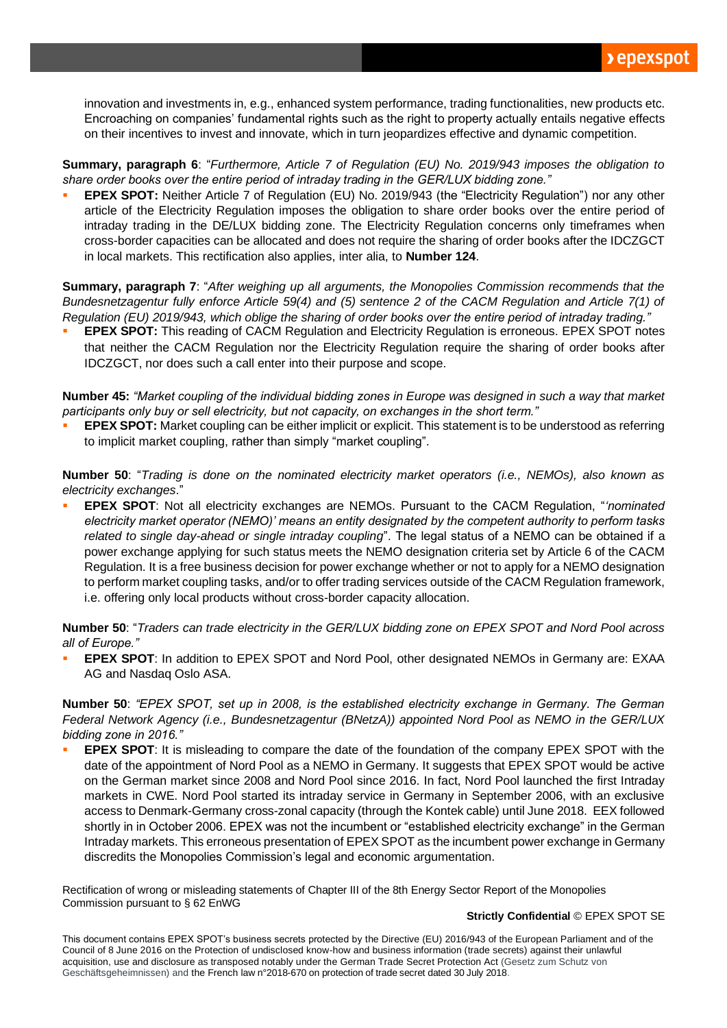innovation and investments in, e.g., enhanced system performance, trading functionalities, new products etc. Encroaching on companies' fundamental rights such as the right to property actually entails negative effects on their incentives to invest and innovate, which in turn jeopardizes effective and dynamic competition.

**Summary, paragraph 6**: "*Furthermore, Article 7 of Regulation (EU) No. 2019/943 imposes the obligation to share order books over the entire period of intraday trading in the GER/LUX bidding zone.*"

- **EPEX SPOT:** Neither Article 7 of Regulation (EU) No. 2019/943 (the "Electricity Regulation") nor any other article of the Electricity Regulation imposes the obligation to share order books over the entire period of intraday trading in the DE/LUX bidding zone. The Electricity Regulation concerns only timeframes when cross-border capacities can be allocated and does not require the sharing of order books after the IDCZGCT in local markets. This rectification also applies, inter alia, to **Number 124**.

**Summary, paragraph 7**: "*After weighing up all arguments, the Monopolies Commission recommends that the Bundesnetzagentur fully enforce Article 59(4) and (5) sentence 2 of the CACM Regulation and Article 7(1) of Regulation (EU) 2019/943, which oblige the sharing of order books over the entire period of intraday trading.*"

- **EPEX SPOT:** This reading of CACM Regulation and Electricity Regulation is erroneous. EPEX SPOT notes that neither the CACM Regulation nor the Electricity Regulation require the sharing of order books after IDCZGCT, nor does such a call enter into their purpose and scope.

**Number 45:** *"Market coupling of the individual bidding zones in Europe was designed in such a way that market participants only buy or sell electricity, but not capacity, on exchanges in the short term."*

- **EPEX SPOT:** Market coupling can be either implicit or explicit. This statement is to be understood as referring to implicit market coupling, rather than simply "market coupling".

**Number 50**: "*Trading is done on the nominated electricity market operators (i.e., NEMOs), also known as electricity exchanges*."

- **EPEX SPOT**: Not all electricity exchanges are NEMOs. Pursuant to the CACM Regulation, "*'nominated electricity market operator (NEMO)' means an entity designated by the competent authority to perform tasks related to single day-ahead or single intraday coupling*". The legal status of a NEMO can be obtained if a power exchange applying for such status meets the NEMO designation criteria set by Article 6 of the CACM Regulation. It is a free business decision for power exchange whether or not to apply for a NEMO designation to perform market coupling tasks, and/or to offer trading services outside of the CACM Regulation framework, i.e. offering only local products without cross-border capacity allocation.

**Number 50**: "*Traders can trade electricity in the GER/LUX bidding zone on EPEX SPOT and Nord Pool across all of Europe.*"

- **EPEX SPOT**: In addition to EPEX SPOT and Nord Pool, other designated NEMOs in Germany are: EXAA AG and Nasdaq Oslo ASA.

**Number 50**: *"EPEX SPOT, set up in 2008, is the established electricity exchange in Germany. The German Federal Network Agency (i.e., Bundesnetzagentur (BNetzA)) appointed Nord Pool as NEMO in the GER/LUX bidding zone in 2016."*

- **EPEX SPOT**: It is misleading to compare the date of the foundation of the company EPEX SPOT with the date of the appointment of Nord Pool as a NEMO in Germany. It suggests that EPEX SPOT would be active on the German market since 2008 and Nord Pool since 2016. In fact, Nord Pool launched the first Intraday markets in CWE. Nord Pool started its intraday service in Germany in September 2006, with an exclusive access to Denmark-Germany cross-zonal capacity (through the Kontek cable) until June 2018. EEX followed shortly in in October 2006. EPEX was not the incumbent or "established electricity exchange" in the German Intraday markets. This erroneous presentation of EPEX SPOT as the incumbent power exchange in Germany discredits the Monopolies Commission's legal and economic argumentation.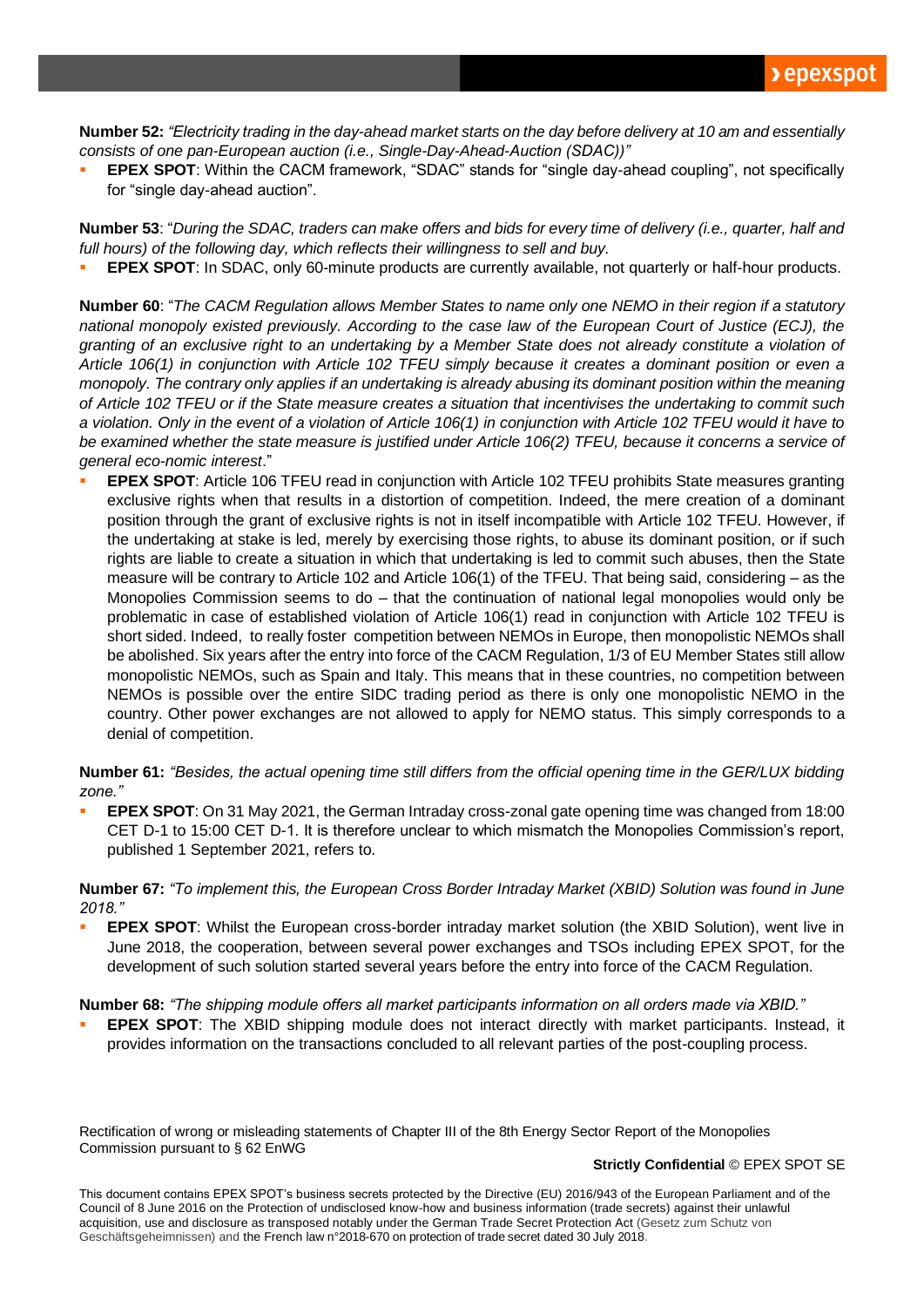**Number 52:** *"Electricity trading in the day-ahead market starts on the day before delivery at 10 am and essentially consists of one pan-European auction (i.e., Single-Day-Ahead-Auction (SDAC))"*

- **EPEX SPOT**: Within the CACM framework, "SDAC" stands for "single day-ahead coupling", not specifically for "single day-ahead auction".

**Number 53**: "*During the SDAC, traders can make offers and bids for every time of delivery (i.e., quarter, half and full hours) of the following day, which reflects their willingness to sell and buy.*

- **EPEX SPOT**: In SDAC, only 60-minute products are currently available, not quarterly or half-hour products.

**Number 60**: "*The CACM Regulation allows Member States to name only one NEMO in their region if a statutory national monopoly existed previously. According to the case law of the European Court of Justice (ECJ), the granting of an exclusive right to an undertaking by a Member State does not already constitute a violation of Article 106(1) in conjunction with Article 102 TFEU simply because it creates a dominant position or even a monopoly. The contrary only applies if an undertaking is already abusing its dominant position within the meaning of Article 102 TFEU or if the State measure creates a situation that incentivises the undertaking to commit such a violation. Only in the event of a violation of Article 106(1) in conjunction with Article 102 TFEU would it have to be examined whether the state measure is justified under Article 106(2) TFEU, because it concerns a service of general eco-nomic interest*."

- **EPEX SPOT**: Article 106 TFEU read in conjunction with Article 102 TFEU prohibits State measures granting exclusive rights when that results in a distortion of competition. Indeed, the mere creation of a dominant position through the grant of exclusive rights is not in itself incompatible with Article 102 TFEU. However, if the undertaking at stake is led, merely by exercising those rights, to abuse its dominant position, or if such rights are liable to create a situation in which that undertaking is led to commit such abuses, then the State measure will be contrary to Article 102 and Article 106(1) of the TFEU. That being said, considering – as the Monopolies Commission seems to do – that the continuation of national legal monopolies would only be problematic in case of established violation of Article 106(1) read in conjunction with Article 102 TFEU is short sided. Indeed, to really foster competition between NEMOs in Europe, then monopolistic NEMOs shall be abolished. Six years after the entry into force of the CACM Regulation, 1/3 of EU Member States still allow monopolistic NEMOs, such as Spain and Italy. This means that in these countries, no competition between NEMOs is possible over the entire SIDC trading period as there is only one monopolistic NEMO in the country. Other power exchanges are not allowed to apply for NEMO status. This simply corresponds to a denial of competition.

**Number 61:** *"Besides, the actual opening time still differs from the official opening time in the GER/LUX bidding zone."*

- **EPEX SPOT**: On 31 May 2021, the German Intraday cross-zonal gate opening time was changed from 18:00 CET D-1 to 15:00 CET D-1. It is therefore unclear to which mismatch the Monopolies Commission's report, published 1 September 2021, refers to.

**Number 67:** *"To implement this, the European Cross Border Intraday Market (XBID) Solution was found in June 2018."*

- **EPEX SPOT**: Whilst the European cross-border intraday market solution (the XBID Solution), went live in June 2018, the cooperation, between several power exchanges and TSOs including EPEX SPOT, for the development of such solution started several years before the entry into force of the CACM Regulation.

**Number 68:** *"The shipping module offers all market participants information on all orders made via XBID."*

- **EPEX SPOT**: The XBID shipping module does not interact directly with market participants. Instead, it provides information on the transactions concluded to all relevant parties of the post-coupling process.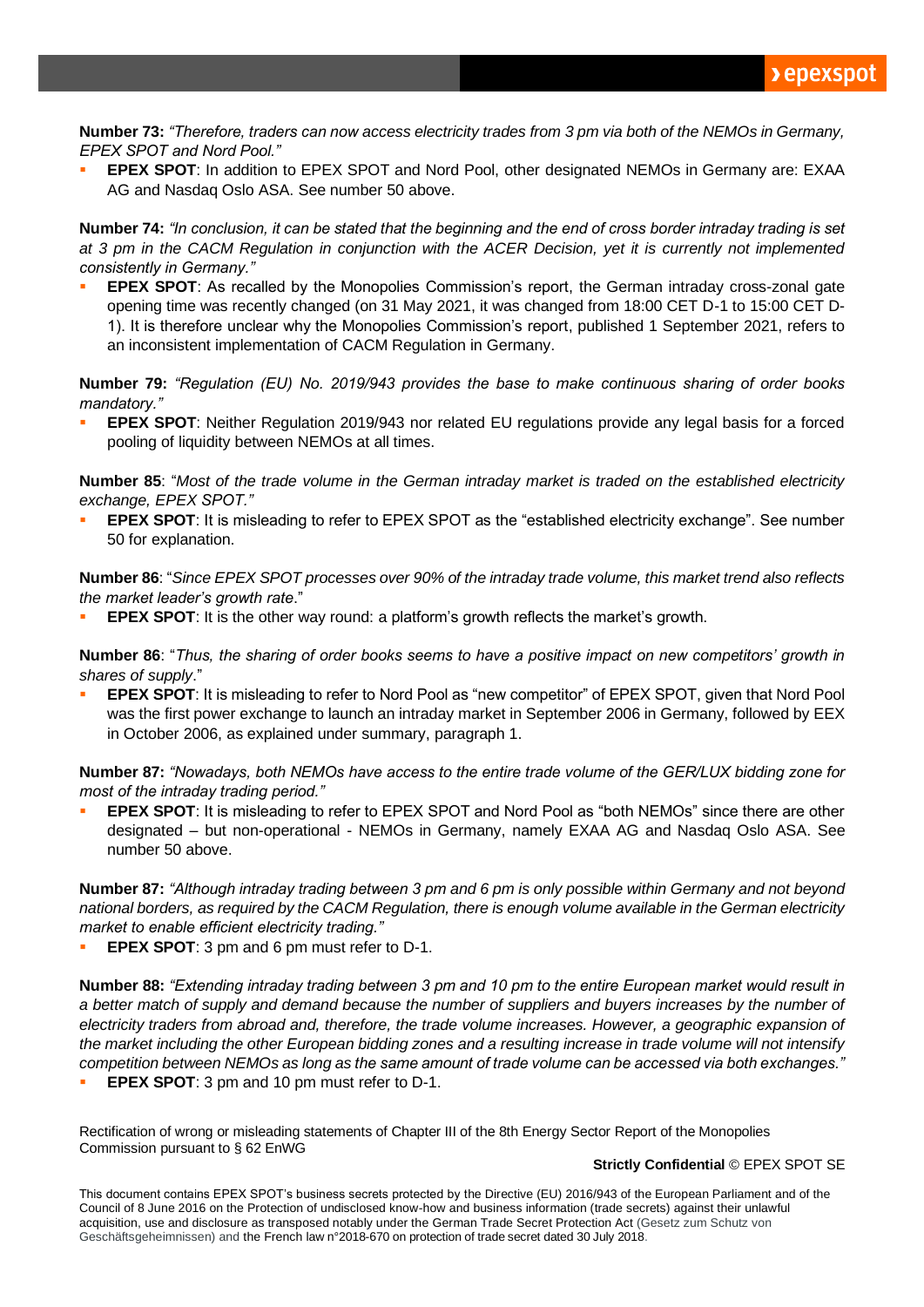**Number 73:** *"Therefore, traders can now access electricity trades from 3 pm via both of the NEMOs in Germany, EPEX SPOT and Nord Pool."*

- **EPEX SPOT**: In addition to EPEX SPOT and Nord Pool, other designated NEMOs in Germany are: EXAA AG and Nasdaq Oslo ASA. See number 50 above.

**Number 74:** *"In conclusion, it can be stated that the beginning and the end of cross border intraday trading is set at 3 pm in the CACM Regulation in conjunction with the ACER Decision, yet it is currently not implemented consistently in Germany."*

- **EPEX SPOT**: As recalled by the Monopolies Commission's report, the German intraday cross-zonal gate opening time was recently changed (on 31 May 2021, it was changed from 18:00 CET D-1 to 15:00 CET D-1). It is therefore unclear why the Monopolies Commission's report, published 1 September 2021, refers to an inconsistent implementation of CACM Regulation in Germany.

**Number 79:** *"Regulation (EU) No. 2019/943 provides the base to make continuous sharing of order books mandatory."*

- **EPEX SPOT**: Neither Regulation 2019/943 nor related EU regulations provide any legal basis for a forced pooling of liquidity between NEMOs at all times.

**Number 85**: "*Most of the trade volume in the German intraday market is traded on the established electricity exchange, EPEX SPOT."*

- **EPEX SPOT**: It is misleading to refer to EPEX SPOT as the "established electricity exchange". See number 50 for explanation.

**Number 86**: "*Since EPEX SPOT processes over 90% of the intraday trade volume, this market trend also reflects the market leader's growth rate*."

- **EPEX SPOT**: It is the other way round: a platform's growth reflects the market's growth.

**Number 86**: "*Thus, the sharing of order books seems to have a positive impact on new competitors' growth in shares of supply*."

- **EPEX SPOT**: It is misleading to refer to Nord Pool as "new competitor" of EPEX SPOT, given that Nord Pool was the first power exchange to launch an intraday market in September 2006 in Germany, followed by EEX in October 2006, as explained under summary, paragraph 1.

**Number 87:** *"Nowadays, both NEMOs have access to the entire trade volume of the GER/LUX bidding zone for most of the intraday trading period."*

- **EPEX SPOT**: It is misleading to refer to EPEX SPOT and Nord Pool as "both NEMOs" since there are other designated – but non-operational - NEMOs in Germany, namely EXAA AG and Nasdaq Oslo ASA. See number 50 above.

**Number 87:** *"Although intraday trading between 3 pm and 6 pm is only possible within Germany and not beyond national borders, as required by the CACM Regulation, there is enough volume available in the German electricity market to enable efficient electricity trading."*

- **EPEX SPOT**: 3 pm and 6 pm must refer to D-1.

**Number 88:** *"Extending intraday trading between 3 pm and 10 pm to the entire European market would result in a better match of supply and demand because the number of suppliers and buyers increases by the number of electricity traders from abroad and, therefore, the trade volume increases. However, a geographic expansion of the market including the other European bidding zones and a resulting increase in trade volume will not intensify competition between NEMOs as long as the same amount of trade volume can be accessed via both exchanges."*

- **EPEX SPOT**: 3 pm and 10 pm must refer to D-1.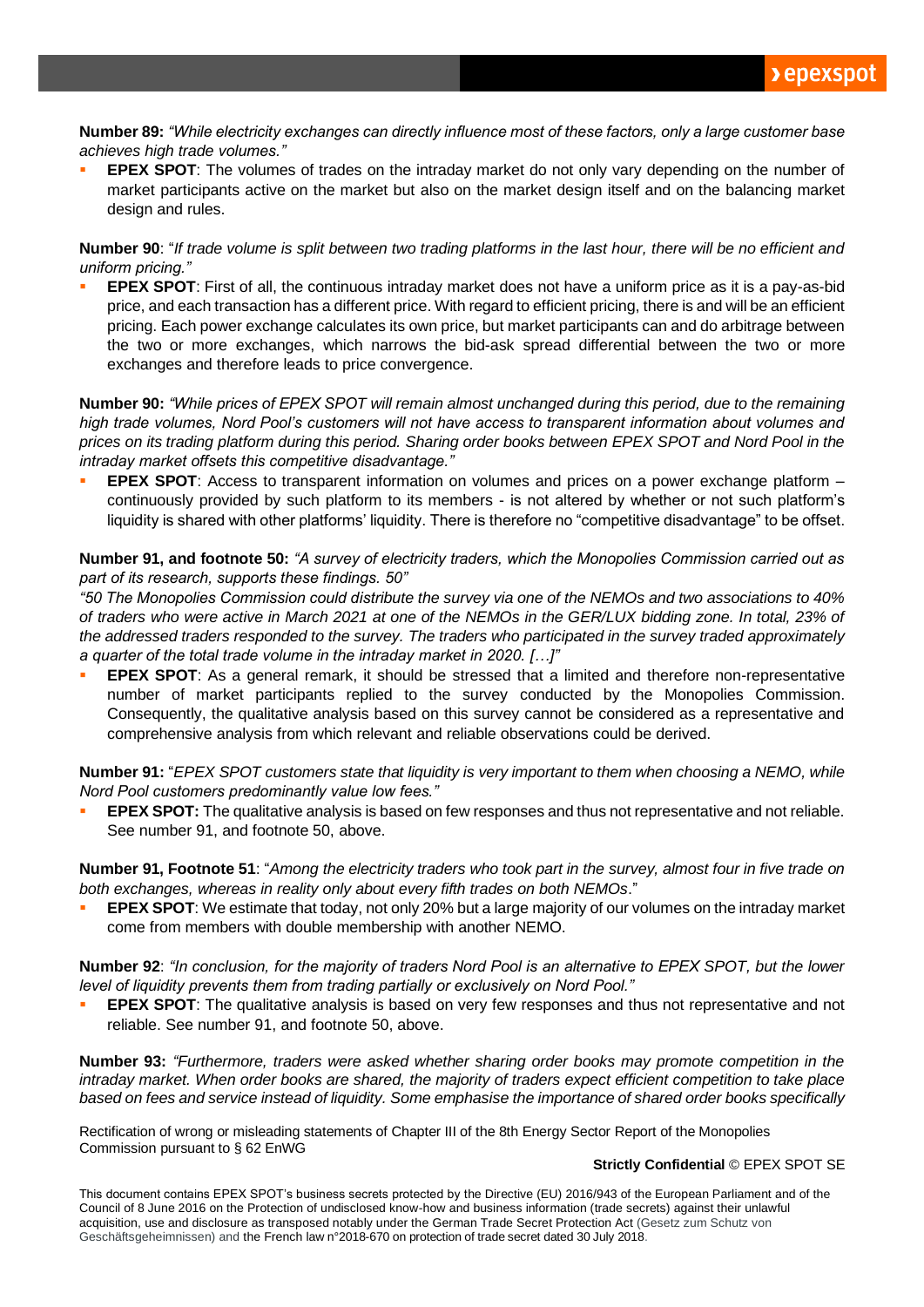**Number 89:** *"While electricity exchanges can directly influence most of these factors, only a large customer base achieves high trade volumes."*

- **EPEX SPOT**: The volumes of trades on the intraday market do not only vary depending on the number of market participants active on the market but also on the market design itself and on the balancing market design and rules.

**Number 90**: "*If trade volume is split between two trading platforms in the last hour, there will be no efficient and uniform pricing.*"

- **EPEX SPOT**: First of all, the continuous intraday market does not have a uniform price as it is a pay-as-bid price, and each transaction has a different price. With regard to efficient pricing, there is and will be an efficient pricing. Each power exchange calculates its own price, but market participants can and do arbitrage between the two or more exchanges, which narrows the bid-ask spread differential between the two or more exchanges and therefore leads to price convergence.

**Number 90:** *"While prices of EPEX SPOT will remain almost unchanged during this period, due to the remaining high trade volumes, Nord Pool's customers will not have access to transparent information about volumes and prices on its trading platform during this period. Sharing order books between EPEX SPOT and Nord Pool in the intraday market offsets this competitive disadvantage."*

- **EPEX SPOT**: Access to transparent information on volumes and prices on a power exchange platform – continuously provided by such platform to its members - is not altered by whether or not such platform's liquidity is shared with other platforms' liquidity. There is therefore no "competitive disadvantage" to be offset.

**Number 91, and footnote 50:** *"A survey of electricity traders, which the Monopolies Commission carried out as part of its research, supports these findings. 50"*

*"50 The Monopolies Commission could distribute the survey via one of the NEMOs and two associations to 40% of traders who were active in March 2021 at one of the NEMOs in the GER/LUX bidding zone. In total, 23% of the addressed traders responded to the survey. The traders who participated in the survey traded approximately a quarter of the total trade volume in the intraday market in 2020. […]"*

- **EPEX SPOT**: As a general remark, it should be stressed that a limited and therefore non-representative number of market participants replied to the survey conducted by the Monopolies Commission. Consequently, the qualitative analysis based on this survey cannot be considered as a representative and comprehensive analysis from which relevant and reliable observations could be derived.

**Number 91:** "*EPEX SPOT customers state that liquidity is very important to them when choosing a NEMO, while Nord Pool customers predominantly value low fees."*

- **EPEX SPOT:** The qualitative analysis is based on few responses and thus not representative and not reliable. See number 91, and footnote 50, above.

**Number 91, Footnote 51**: "*Among the electricity traders who took part in the survey, almost four in five trade on both exchanges, whereas in reality only about every fifth trades on both NEMOs*."

- **EPEX SPOT**: We estimate that today, not only 20% but a large majority of our volumes on the intraday market come from members with double membership with another NEMO.

**Number 92**: *"In conclusion, for the majority of traders Nord Pool is an alternative to EPEX SPOT, but the lower level of liquidity prevents them from trading partially or exclusively on Nord Pool."*

- **EPEX SPOT**: The qualitative analysis is based on very few responses and thus not representative and not reliable. See number 91, and footnote 50, above.

**Number 93:** *"Furthermore, traders were asked whether sharing order books may promote competition in the intraday market. When order books are shared, the majority of traders expect efficient competition to take place based on fees and service instead of liquidity. Some emphasise the importance of shared order books specifically*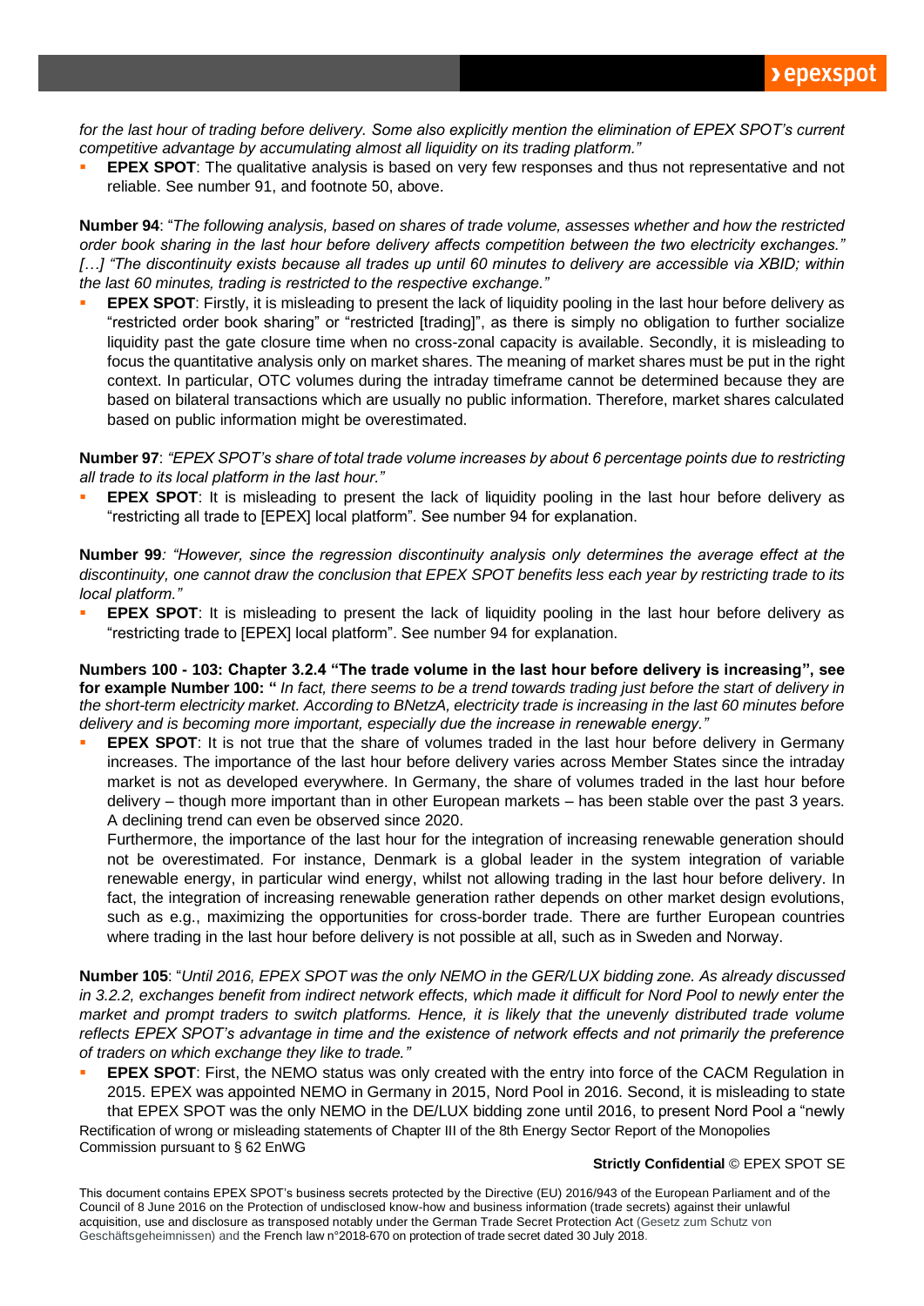*for the last hour of trading before delivery. Some also explicitly mention the elimination of EPEX SPOT's current competitive advantage by accumulating almost all liquidity on its trading platform."*

- **EPEX SPOT**: The qualitative analysis is based on very few responses and thus not representative and not reliable. See number 91, and footnote 50, above.

**Number 94**: "*The following analysis, based on shares of trade volume, assesses whether and how the restricted order book sharing in the last hour before delivery affects competition between the two electricity exchanges." […] "The discontinuity exists because all trades up until 60 minutes to delivery are accessible via XBID; within the last 60 minutes, trading is restricted to the respective exchange."*

- **EPEX SPOT**: Firstly, it is misleading to present the lack of liquidity pooling in the last hour before delivery as "restricted order book sharing" or "restricted [trading]", as there is simply no obligation to further socialize liquidity past the gate closure time when no cross-zonal capacity is available. Secondly, it is misleading to focus the quantitative analysis only on market shares. The meaning of market shares must be put in the right context. In particular, OTC volumes during the intraday timeframe cannot be determined because they are based on bilateral transactions which are usually no public information. Therefore, market shares calculated based on public information might be overestimated.

**Number 97**: *"EPEX SPOT's share of total trade volume increases by about 6 percentage points due to restricting all trade to its local platform in the last hour."*

- **EPEX SPOT**: It is misleading to present the lack of liquidity pooling in the last hour before delivery as "restricting all trade to [EPEX] local platform". See number 94 for explanation.

**Number 99***: "However, since the regression discontinuity analysis only determines the average effect at the discontinuity, one cannot draw the conclusion that EPEX SPOT benefits less each year by restricting trade to its local platform."*

- **EPEX SPOT**: It is misleading to present the lack of liquidity pooling in the last hour before delivery as "restricting trade to [EPEX] local platform". See number 94 for explanation.

**Numbers 100 - 103: Chapter 3.2.4 "The trade volume in the last hour before delivery is increasing", see for example Number 100: "** *In fact, there seems to be a trend towards trading just before the start of delivery in the short-term electricity market. According to BNetzA, electricity trade is increasing in the last 60 minutes before delivery and is becoming more important, especially due the increase in renewable energy."*

- **EPEX SPOT**: It is not true that the share of volumes traded in the last hour before delivery in Germany increases. The importance of the last hour before delivery varies across Member States since the intraday market is not as developed everywhere. In Germany, the share of volumes traded in the last hour before delivery – though more important than in other European markets – has been stable over the past 3 years. A declining trend can even be observed since 2020.

  Furthermore, the importance of the last hour for the integration of increasing renewable generation should not be overestimated. For instance, Denmark is a global leader in the system integration of variable renewable energy, in particular wind energy, whilst not allowing trading in the last hour before delivery. In fact, the integration of increasing renewable generation rather depends on other market design evolutions, such as e.g., maximizing the opportunities for cross-border trade. There are further European countries where trading in the last hour before delivery is not possible at all, such as in Sweden and Norway.

**Number 105**: "*Until 2016, EPEX SPOT was the only NEMO in the GER/LUX bidding zone. As already discussed in 3.2.2, exchanges benefit from indirect network effects, which made it difficult for Nord Pool to newly enter the market and prompt traders to switch platforms. Hence, it is likely that the unevenly distributed trade volume reflects EPEX SPOT's advantage in time and the existence of network effects and not primarily the preference of traders on which exchange they like to trade."*

- **EPEX SPOT**: First, the NEMO status was only created with the entry into force of the CACM Regulation in 2015. EPEX was appointed NEMO in Germany in 2015, Nord Pool in 2016. Second, it is misleading to state that EPEX SPOT was the only NEMO in the DE/LUX bidding zone until 2016, to present Nord Pool a "newly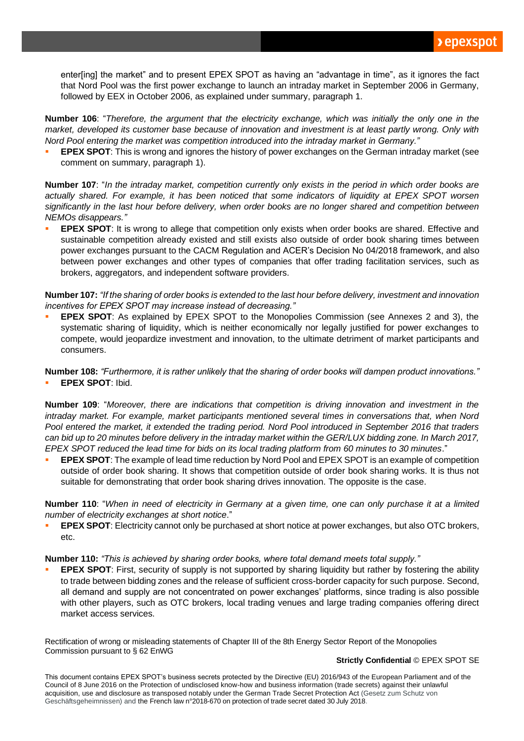enter[ing] the market" and to present EPEX SPOT as having an "advantage in time", as it ignores the fact that Nord Pool was the first power exchange to launch an intraday market in September 2006 in Germany, followed by EEX in October 2006, as explained under summary, paragraph 1.

**Number 106**: "*Therefore, the argument that the electricity exchange, which was initially the only one in the market, developed its customer base because of innovation and investment is at least partly wrong. Only with Nord Pool entering the market was competition introduced into the intraday market in Germany.*"

- **EPEX SPOT**: This is wrong and ignores the history of power exchanges on the German intraday market (see comment on summary, paragraph 1).

**Number 107**: "*In the intraday market, competition currently only exists in the period in which order books are actually shared. For example, it has been noticed that some indicators of liquidity at EPEX SPOT worsen significantly in the last hour before delivery, when order books are no longer shared and competition between NEMOs disappears.*"

- **EPEX SPOT**: It is wrong to allege that competition only exists when order books are shared. Effective and sustainable competition already existed and still exists also outside of order book sharing times between power exchanges pursuant to the CACM Regulation and ACER's Decision No 04/2018 framework, and also between power exchanges and other types of companies that offer trading facilitation services, such as brokers, aggregators, and independent software providers.

**Number 107:** *"If the sharing of order books is extended to the last hour before delivery, investment and innovation incentives for EPEX SPOT may increase instead of decreasing."*

- **EPEX SPOT**: As explained by EPEX SPOT to the Monopolies Commission (see Annexes 2 and 3), the systematic sharing of liquidity, which is neither economically nor legally justified for power exchanges to compete, would jeopardize investment and innovation, to the ultimate detriment of market participants and consumers.

**Number 108:** *"Furthermore, it is rather unlikely that the sharing of order books will dampen product innovations."*

- **EPEX SPOT**: Ibid.

**Number 109**: "*Moreover, there are indications that competition is driving innovation and investment in the intraday market. For example, market participants mentioned several times in conversations that, when Nord Pool entered the market, it extended the trading period. Nord Pool introduced in September 2016 that traders can bid up to 20 minutes before delivery in the intraday market within the GER/LUX bidding zone. In March 2017, EPEX SPOT reduced the lead time for bids on its local trading platform from 60 minutes to 30 minutes*."

- **EPEX SPOT**: The example of lead time reduction by Nord Pool and EPEX SPOT is an example of competition outside of order book sharing. It shows that competition outside of order book sharing works. It is thus not suitable for demonstrating that order book sharing drives innovation. The opposite is the case.

**Number 110**: "*When in need of electricity in Germany at a given time, one can only purchase it at a limited number of electricity exchanges at short notice*."

- **EPEX SPOT**: Electricity cannot only be purchased at short notice at power exchanges, but also OTC brokers, etc.

**Number 110:** *"This is achieved by sharing order books, where total demand meets total supply."*

- **EPEX SPOT**: First, security of supply is not supported by sharing liquidity but rather by fostering the ability to trade between bidding zones and the release of sufficient cross-border capacity for such purpose. Second, all demand and supply are not concentrated on power exchanges' platforms, since trading is also possible with other players, such as OTC brokers, local trading venues and large trading companies offering direct market access services.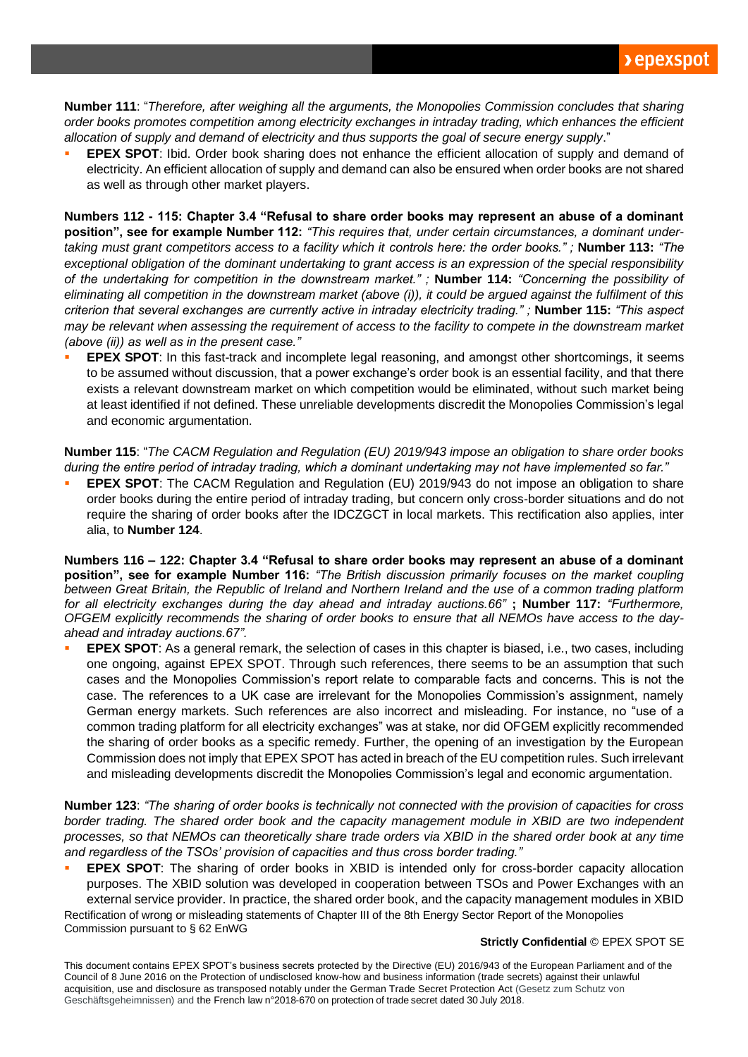**Number 111**: "*Therefore, after weighing all the arguments, the Monopolies Commission concludes that sharing order books promotes competition among electricity exchanges in intraday trading, which enhances the efficient allocation of supply and demand of electricity and thus supports the goal of secure energy supply*."

- **EPEX SPOT**: Ibid. Order book sharing does not enhance the efficient allocation of supply and demand of electricity. An efficient allocation of supply and demand can also be ensured when order books are not shared as well as through other market players.

**Numbers 112 - 115: Chapter 3.4 "Refusal to share order books may represent an abuse of a dominant position", see for example Number 112:** *"This requires that, under certain circumstances, a dominant undertaking must grant competitors access to a facility which it controls here: the order books." ;* **Number 113:** *"The exceptional obligation of the dominant undertaking to grant access is an expression of the special responsibility of the undertaking for competition in the downstream market." ;* **Number 114:** *"Concerning the possibility of eliminating all competition in the downstream market (above (i)), it could be argued against the fulfilment of this criterion that several exchanges are currently active in intraday electricity trading." ;* **Number 115:** *"This aspect may be relevant when assessing the requirement of access to the facility to compete in the downstream market (above (ii)) as well as in the present case."*

- **EPEX SPOT**: In this fast-track and incomplete legal reasoning, and amongst other shortcomings, it seems to be assumed without discussion, that a power exchange's order book is an essential facility, and that there exists a relevant downstream market on which competition would be eliminated, without such market being at least identified if not defined. These unreliable developments discredit the Monopolies Commission's legal and economic argumentation.

**Number 115**: "*The CACM Regulation and Regulation (EU) 2019/943 impose an obligation to share order books during the entire period of intraday trading, which a dominant undertaking may not have implemented so far."*

- **EPEX SPOT**: The CACM Regulation and Regulation (EU) 2019/943 do not impose an obligation to share order books during the entire period of intraday trading, but concern only cross-border situations and do not require the sharing of order books after the IDCZGCT in local markets. This rectification also applies, inter alia, to **Number 124**.

**Numbers 116 – 122: Chapter 3.4 "Refusal to share order books may represent an abuse of a dominant position", see for example Number 116:** *"The British discussion primarily focuses on the market coupling between Great Britain, the Republic of Ireland and Northern Ireland and the use of a common trading platform for all electricity exchanges during the day ahead and intraday auctions.66"* **; Number 117:** *"Furthermore, OFGEM explicitly recommends the sharing of order books to ensure that all NEMOs have access to the day-ahead and intraday auctions.67".*

- **EPEX SPOT**: As a general remark, the selection of cases in this chapter is biased, i.e., two cases, including one ongoing, against EPEX SPOT. Through such references, there seems to be an assumption that such cases and the Monopolies Commission's report relate to comparable facts and concerns. This is not the case. The references to a UK case are irrelevant for the Monopolies Commission's assignment, namely German energy markets. Such references are also incorrect and misleading. For instance, no "use of a common trading platform for all electricity exchanges" was at stake, nor did OFGEM explicitly recommended the sharing of order books as a specific remedy. Further, the opening of an investigation by the European Commission does not imply that EPEX SPOT has acted in breach of the EU competition rules. Such irrelevant and misleading developments discredit the Monopolies Commission's legal and economic argumentation.

**Number 123**: *"The sharing of order books is technically not connected with the provision of capacities for cross border trading. The shared order book and the capacity management module in XBID are two independent processes, so that NEMOs can theoretically share trade orders via XBID in the shared order book at any time and regardless of the TSOs' provision of capacities and thus cross border trading."*

- **EPEX SPOT**: The sharing of order books in XBID is intended only for cross-border capacity allocation purposes. The XBID solution was developed in cooperation between TSOs and Power Exchanges with an external service provider. In practice, the shared order book, and the capacity management modules in XBID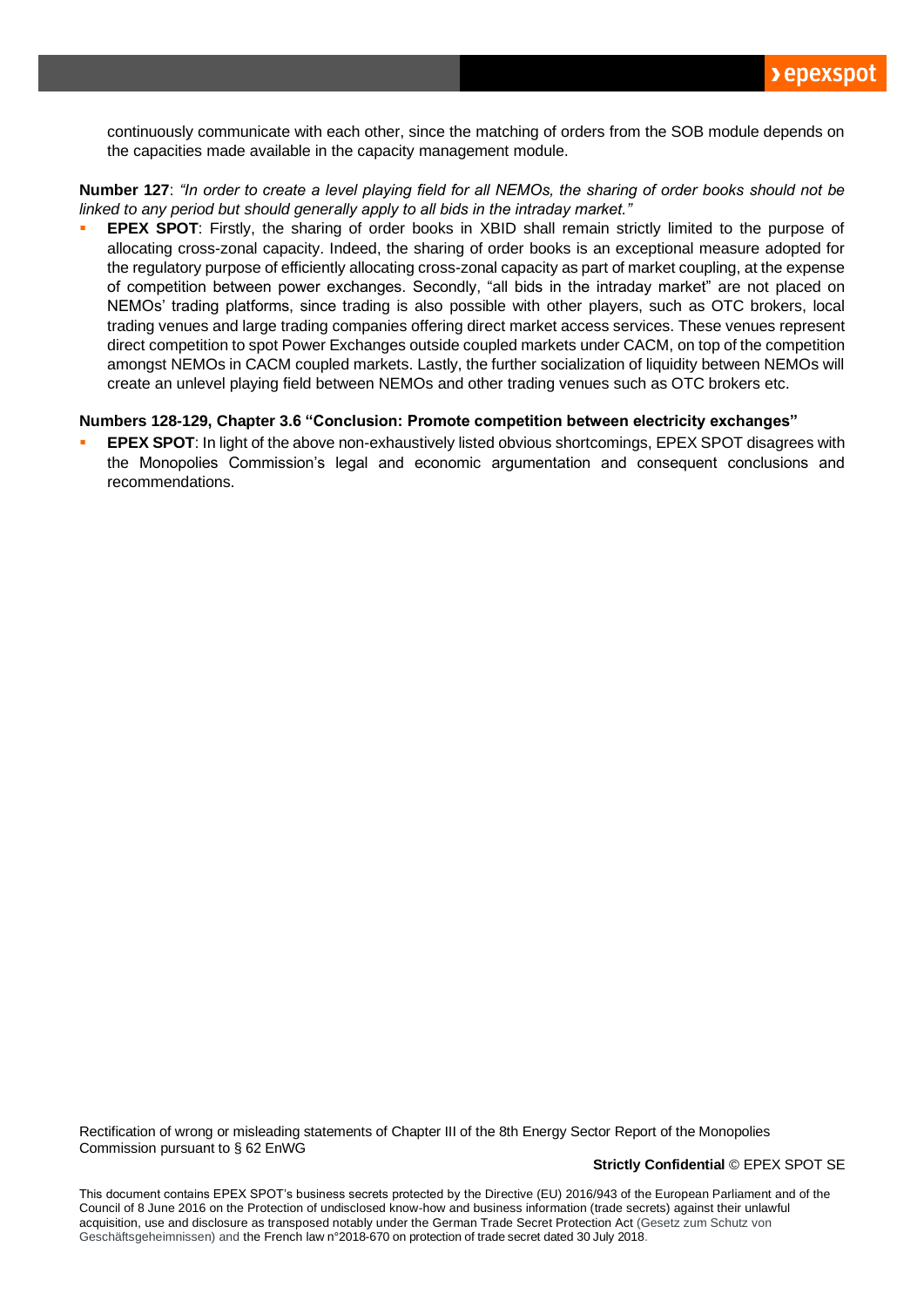continuously communicate with each other, since the matching of orders from the SOB module depends on the capacities made available in the capacity management module.

**Number 127**: *"In order to create a level playing field for all NEMOs, the sharing of order books should not be linked to any period but should generally apply to all bids in the intraday market."*

- **EPEX SPOT**: Firstly, the sharing of order books in XBID shall remain strictly limited to the purpose of allocating cross-zonal capacity. Indeed, the sharing of order books is an exceptional measure adopted for the regulatory purpose of efficiently allocating cross-zonal capacity as part of market coupling, at the expense of competition between power exchanges. Secondly, "all bids in the intraday market" are not placed on NEMOs' trading platforms, since trading is also possible with other players, such as OTC brokers, local trading venues and large trading companies offering direct market access services. These venues represent direct competition to spot Power Exchanges outside coupled markets under CACM, on top of the competition amongst NEMOs in CACM coupled markets. Lastly, the further socialization of liquidity between NEMOs will create an unlevel playing field between NEMOs and other trading venues such as OTC brokers etc.

**Numbers 128-129, Chapter 3.6 "Conclusion: Promote competition between electricity exchanges"**

- **EPEX SPOT**: In light of the above non-exhaustively listed obvious shortcomings, EPEX SPOT disagrees with the Monopolies Commission's legal and economic argumentation and consequent conclusions and recommendations.